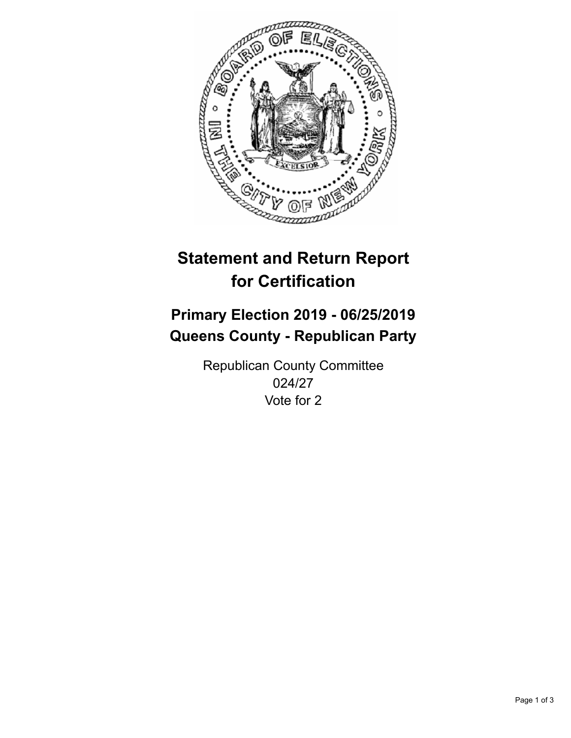# Statement and Return Report for Certification

## Primary Election 2019 - 06/25/2019
## Queens County - Republican Party

Republican County Committee
024/27
Vote for 2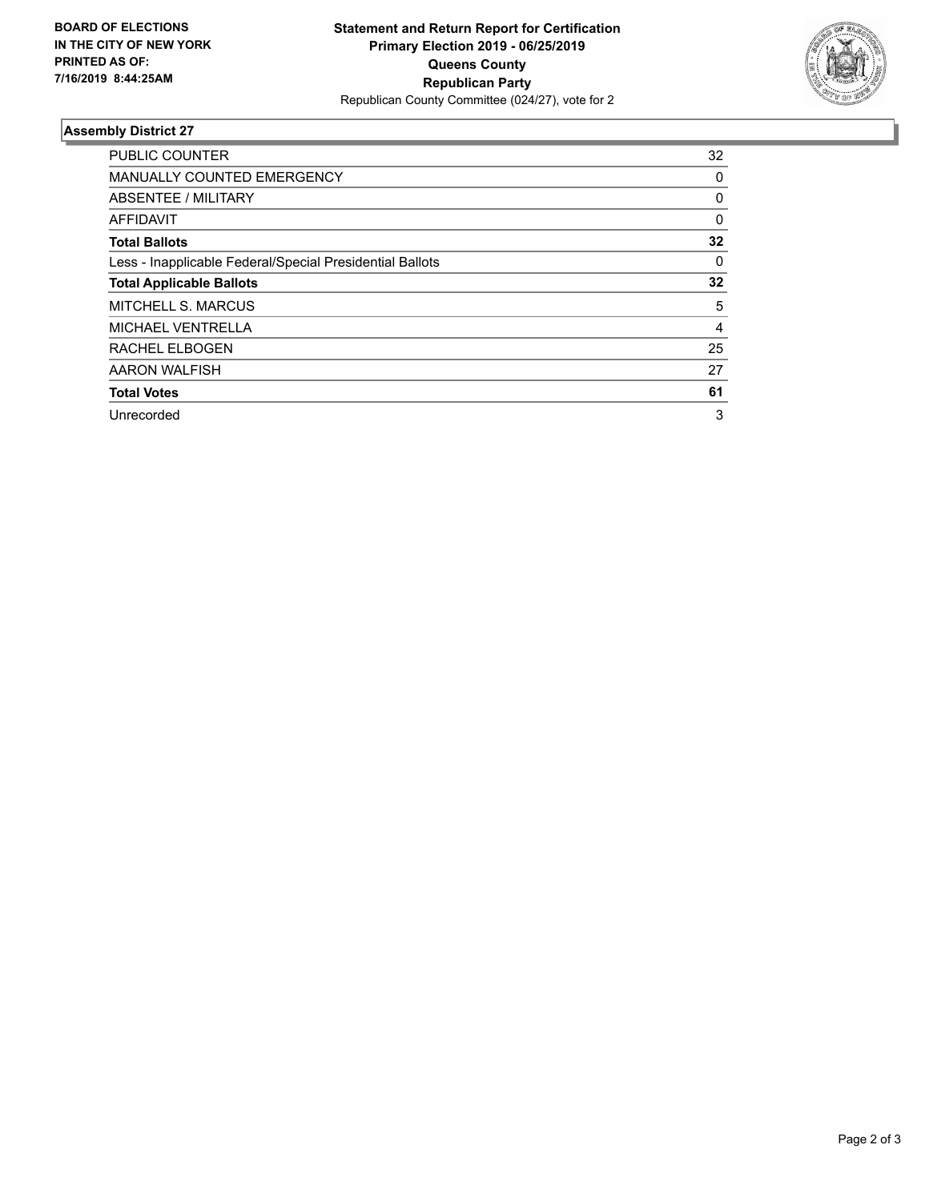**BOARD OF ELECTIONS IN THE CITY OF NEW YORK PRINTED AS OF: 7/16/2019 8:44:25AM**

**Statement and Return Report for Certification**
**Primary Election 2019 - 06/25/2019**
**Queens County**
**Republican Party**
Republican County Committee (024/27), vote for 2

### Assembly District 27

| | |
|---|---|
| PUBLIC COUNTER | 32 |
| MANUALLY COUNTED EMERGENCY | 0 |
| ABSENTEE / MILITARY | 0 |
| AFFIDAVIT | 0 |
| **Total Ballots** | **32** |
| Less - Inapplicable Federal/Special Presidential Ballots | 0 |
| **Total Applicable Ballots** | **32** |
| MITCHELL S. MARCUS | 5 |
| MICHAEL VENTRELLA | 4 |
| RACHEL ELBOGEN | 25 |
| AARON WALFISH | 27 |
| **Total Votes** | **61** |
| Unrecorded | 3 |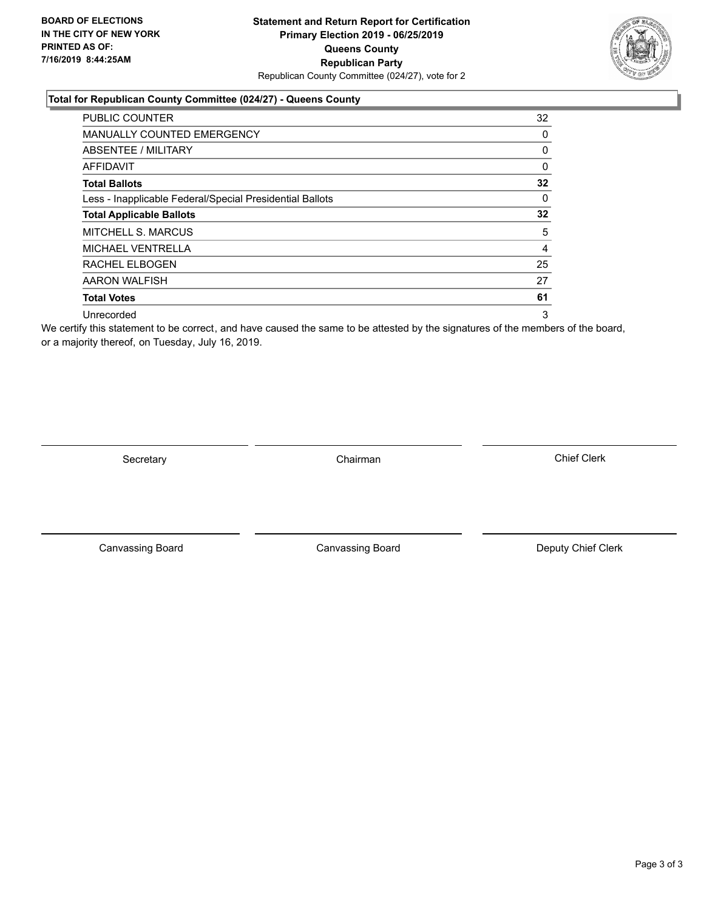**BOARD OF ELECTIONS IN THE CITY OF NEW YORK PRINTED AS OF: 7/16/2019 8:44:25AM**

**Statement and Return Report for Certification Primary Election 2019 - 06/25/2019 Queens County Republican Party**

Republican County Committee (024/27), vote for 2

**Total for Republican County Committee (024/27) - Queens County**

| | |
|---|---|
| PUBLIC COUNTER | 32 |
| MANUALLY COUNTED EMERGENCY | 0 |
| ABSENTEE / MILITARY | 0 |
| AFFIDAVIT | 0 |
| **Total Ballots** | **32** |
| Less - Inapplicable Federal/Special Presidential Ballots | 0 |
| **Total Applicable Ballots** | **32** |
| MITCHELL S. MARCUS | 5 |
| MICHAEL VENTRELLA | 4 |
| RACHEL ELBOGEN | 25 |
| AARON WALFISH | 27 |
| **Total Votes** | **61** |
| Unrecorded | 3 |

We certify this statement to be correct, and have caused the same to be attested by the signatures of the members of the board, or a majority thereof, on Tuesday, July 16, 2019.

Secretary

Chairman

Chief Clerk

Canvassing Board

Canvassing Board

Deputy Chief Clerk